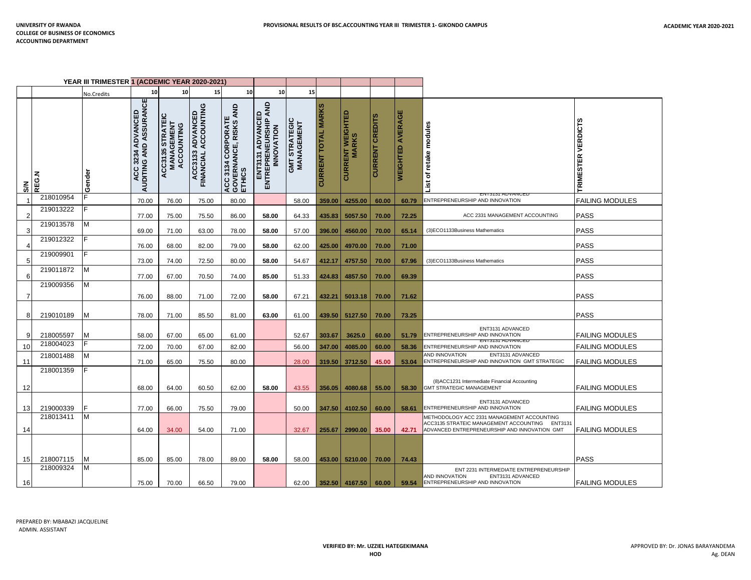**UNIVERSITY OF RWANDA**
**COLLEGE OF BUSINESS OF ECONOMICS**
**ACCOUNTING DEPARTMENT**

**PROVISIONAL RESULTS OF BSC.ACCOUNTING YEAR III TRIMESTER 1- GIKONDO CAMPUS**

**ACADEMIC YEAR 2020-2021**

| | | YEAR III TRIMESTER 1 (ACDEMIC YEAR 2020-2021) | | | | | | | | | | | |
|---|---|---|---|---|---|---|---|---|---|---|---|---|---|
| | | No.Credits | 10 | 10 | 15 | 10 | 10 | 15 | | | | | | |
| S/N | REG.N | Gender | ACC 3234 ADVANCED AUDITING AND ASSURANCE | ACC3135 STRATEIC MANAGEMENT ACCOUNTING | ACC3133 ADVANCED FINANCIAL ACCOUNTING | ACC 3134 CORPORATE GOVERNANCE, RISKS AND ETHICS | ENT3131 ADVANCED ENTREPRENEURSHIP AND INNOVATION | GMT STRATEGIC MANAGEMENT | CURRENT TOTAL MARKS | CURRENT WEIGHTED MARKS | CURRENT CREDITS | WEIGHTED AVERAGE | List of retake modules | TRIMESTER VERDICTS |
| 1 | 218010954 | F | 70.00 | 76.00 | 75.00 | 80.00 | | 58.00 | 359.00 | 4255.00 | 60.00 | 60.79 | ENT3131 ADVANCED ENTREPRENEURSHIP AND INNOVATION | FAILING MODULES |
| 2 | 219013222 | F | 77.00 | 75.00 | 75.50 | 86.00 | 58.00 | 64.33 | 435.83 | 5057.50 | 70.00 | 72.25 | ACC 2331 MANAGEMENT ACCOUNTING | PASS |
| 3 | 219013578 | M | 69.00 | 71.00 | 63.00 | 78.00 | 58.00 | 57.00 | 396.00 | 4560.00 | 70.00 | 65.14 | (3)ECO1133Business Mathematics | PASS |
| 4 | 219012322 | F | 76.00 | 68.00 | 82.00 | 79.00 | 58.00 | 62.00 | 425.00 | 4970.00 | 70.00 | 71.00 | | PASS |
| 5 | 219009901 | F | 73.00 | 74.00 | 72.50 | 80.00 | 58.00 | 54.67 | 412.17 | 4757.50 | 70.00 | 67.96 | (3)ECO1133Business Mathematics | PASS |
| 6 | 219011872 | M | 77.00 | 67.00 | 70.50 | 74.00 | 85.00 | 51.33 | 424.83 | 4857.50 | 70.00 | 69.39 | | PASS |
| 7 | 219009356 | M | 76.00 | 88.00 | 71.00 | 72.00 | 58.00 | 67.21 | 432.21 | 5013.18 | 70.00 | 71.62 | | PASS |
| 8 | 219010189 | M | 78.00 | 71.00 | 85.50 | 81.00 | 63.00 | 61.00 | 439.50 | 5127.50 | 70.00 | 73.25 | | PASS |
| 9 | 218005597 | M | 58.00 | 67.00 | 65.00 | 61.00 | | 52.67 | 303.67 | 3625.0 | 60.00 | 51.79 | ENT3131 ADVANCED ENTREPRENEURSHIP AND INNOVATION | FAILING MODULES |
| 10 | 218004023 | F | 72.00 | 70.00 | 67.00 | 82.00 | | 56.00 | 347.00 | 4085.00 | 60.00 | 58.36 | ENT3131 ADVANCED ENTREPRENEURSHIP AND INNOVATION | FAILING MODULES |
| 11 | 218001488 | M | 71.00 | 65.00 | 75.50 | 80.00 | | 28.00 | 319.50 | 3712.50 | 45.00 | 53.04 | AND INNOVATION ENT3131 ADVANCED ENTREPRENEURSHIP AND INNOVATION GMT STRATEGIC | FAILING MODULES |
| 12 | 218001359 | F | 68.00 | 64.00 | 60.50 | 62.00 | 58.00 | 43.55 | 356.05 | 4080.68 | 55.00 | 58.30 | (8)ACC1231 Intermediate Financial Accounting GMT STRATEGIC MANAGEMENT | FAILING MODULES |
| 13 | 219000339 | F | 77.00 | 66.00 | 75.50 | 79.00 | | 50.00 | 347.50 | 4102.50 | 60.00 | 58.61 | ENT3131 ADVANCED ENTREPRENEURSHIP AND INNOVATION | FAILING MODULES |
| 14 | 218013411 | M | 64.00 | 34.00 | 54.00 | 71.00 | | 32.67 | 255.67 | 2990.00 | 35.00 | 42.71 | METHODOLOGY ACC 2331 MANAGEMENT ACCOUNTING ACC3135 STRATEIC MANAGEMENT ACCOUNTING ENT3131 ADVANCED ENTREPRENEURSHIP AND INNOVATION GMT | FAILING MODULES |
| 15 | 218007115 | M | 85.00 | 85.00 | 78.00 | 89.00 | 58.00 | 58.00 | 453.00 | 5210.00 | 70.00 | 74.43 | | PASS |
| 16 | 218009324 | M | 75.00 | 70.00 | 66.50 | 79.00 | | 62.00 | 352.50 | 4167.50 | 60.00 | 59.54 | ENT 2231 INTERMEDIATE ENTREPRENEURSHIP AND INNOVATION ENT3131 ADVANCED ENTREPRENEURSHIP AND INNOVATION | FAILING MODULES |

PREPARED BY: MBABAZI JACQUELINE
ADMIN. ASSISTANT

**VERIFIED BY: Mr. UZZIEL HATEGEKIMANA**
**HOD**

APPROVED BY: Dr. JONAS BARAYANDEMA
Ag. DEAN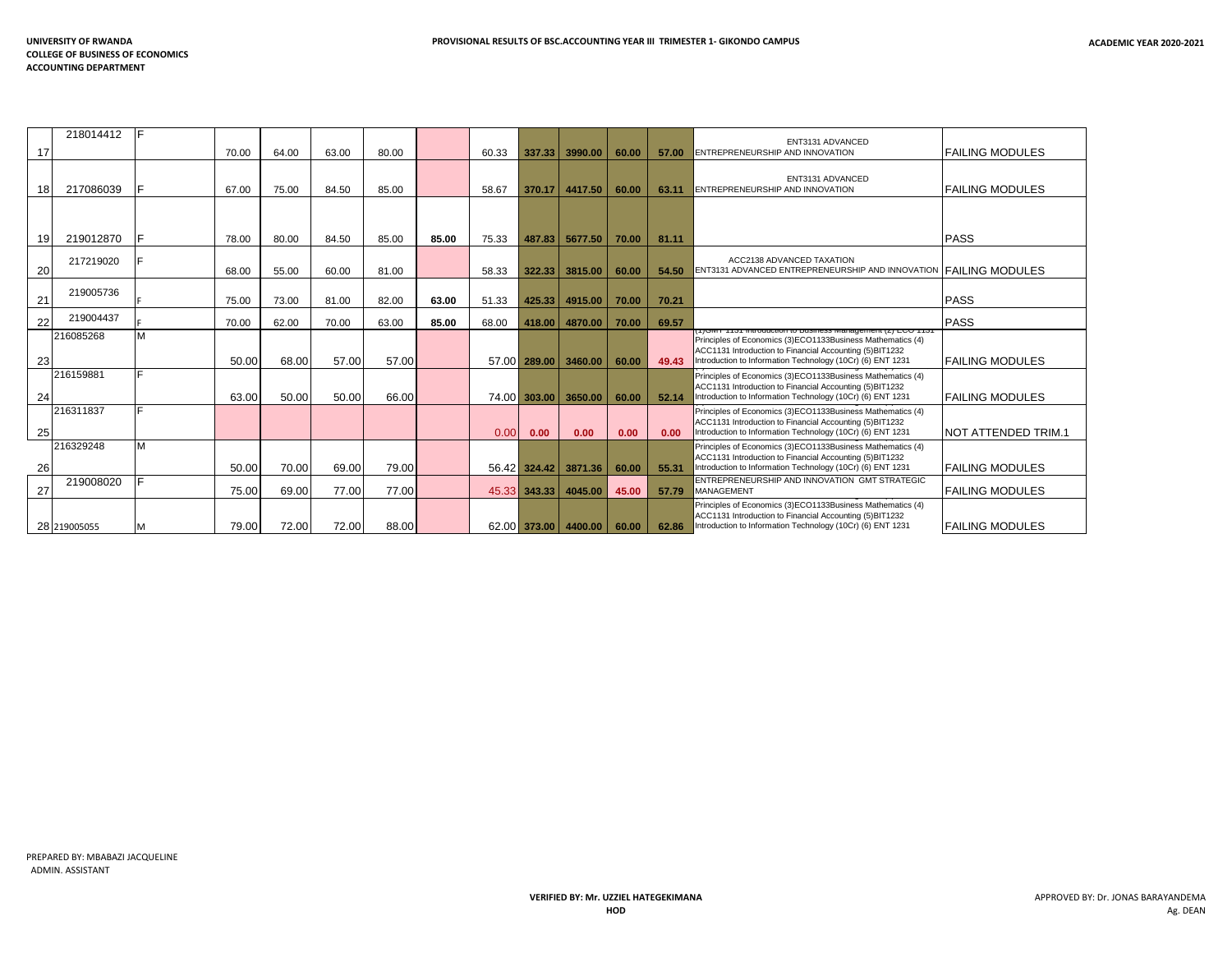UNIVERSITY OF RWANDA
COLLEGE OF BUSINESS OF ECONOMICS
ACCOUNTING DEPARTMENT

**PROVISIONAL RESULTS OF BSC.ACCOUNTING YEAR III TRIMESTER 1- GIKONDO CAMPUS**

**ACADEMIC YEAR 2020-2021**

| | | | | | | | | | | | | | | | |
|---|---|---|---|---|---|---|---|---|---|---|---|---|---|---|---|
| 17 | 218014412 | F | | 70.00 | 64.00 | 63.00 | 80.00 | | 60.33 | 337.33 | 3990.00 | 60.00 | 57.00 | ENT3131 ADVANCED ENTREPRENEURSHIP AND INNOVATION | FAILING MODULES |
| 18 | 217086039 | F | | 67.00 | 75.00 | 84.50 | 85.00 | | 58.67 | 370.17 | 4417.50 | 60.00 | 63.11 | ENT3131 ADVANCED ENTREPRENEURSHIP AND INNOVATION | FAILING MODULES |
| 19 | 219012870 | F | | 78.00 | 80.00 | 84.50 | 85.00 | 85.00 | 75.33 | 487.83 | 5677.50 | 70.00 | 81.11 | | PASS |
| 20 | 217219020 | F | | 68.00 | 55.00 | 60.00 | 81.00 | | 58.33 | 322.33 | 3815.00 | 60.00 | 54.50 | ACC2138 ADVANCED TAXATION ENT3131 ADVANCED ENTREPRENEURSHIP AND INNOVATION | FAILING MODULES |
| 21 | 219005736 | F | | 75.00 | 73.00 | 81.00 | 82.00 | 63.00 | 51.33 | 425.33 | 4915.00 | 70.00 | 70.21 | | PASS |
| 22 | 219004437 | F | | 70.00 | 62.00 | 70.00 | 63.00 | 85.00 | 68.00 | 418.00 | 4870.00 | 70.00 | 69.57 | | PASS |
| 23 | 216085268 | M | | 50.00 | 68.00 | 57.00 | 57.00 | | 57.00 | 289.00 | 3460.00 | 60.00 | 49.43 | (1)GMT 1131 Introduction to Business Management (2) ECO 1131 Principles of Economics (3)ECO1133Business Mathematics (4) ACC1131 Introduction to Financial Accounting (5)BIT1232 Introduction to Information Technology (10Cr) (6) ENT 1231 | FAILING MODULES |
| 24 | 216159881 | F | | 63.00 | 50.00 | 50.00 | 66.00 | | 74.00 | 303.00 | 3650.00 | 60.00 | 52.14 | Principles of Economics (3)ECO1133Business Mathematics (4) ACC1131 Introduction to Financial Accounting (5)BIT1232 Introduction to Information Technology (10Cr) (6) ENT 1231 | FAILING MODULES |
| 25 | 216311837 | F | | | | | | | 0.00 | 0.00 | 0.00 | 0.00 | 0.00 | Principles of Economics (3)ECO1133Business Mathematics (4) ACC1131 Introduction to Financial Accounting (5)BIT1232 Introduction to Information Technology (10Cr) (6) ENT 1231 | NOT ATTENDED TRIM.1 |
| 26 | 216329248 | M | | 50.00 | 70.00 | 69.00 | 79.00 | | 56.42 | 324.42 | 3871.36 | 60.00 | 55.31 | Principles of Economics (3)ECO1133Business Mathematics (4) ACC1131 Introduction to Financial Accounting (5)BIT1232 Introduction to Information Technology (10Cr) (6) ENT 1231 | FAILING MODULES |
| 27 | 219008020 | F | | 75.00 | 69.00 | 77.00 | 77.00 | | 45.33 | 343.33 | 4045.00 | 45.00 | 57.79 | ENTREPRENEURSHIP AND INNOVATION GMT STRATEGIC MANAGEMENT | FAILING MODULES |
| 28 | 219005055 | M | | 79.00 | 72.00 | 72.00 | 88.00 | | 62.00 | 373.00 | 4400.00 | 60.00 | 62.86 | Principles of Economics (3)ECO1133Business Mathematics (4) ACC1131 Introduction to Financial Accounting (5)BIT1232 Introduction to Information Technology (10Cr) (6) ENT 1231 | FAILING MODULES |

PREPARED BY: MBABAZI JACQUELINE
ADMIN. ASSISTANT

**VERIFIED BY: Mr. UZZIEL HATEGEKIMANA**
**HOD**

APPROVED BY: Dr. JONAS BARAYANDEMA
Ag. DEAN